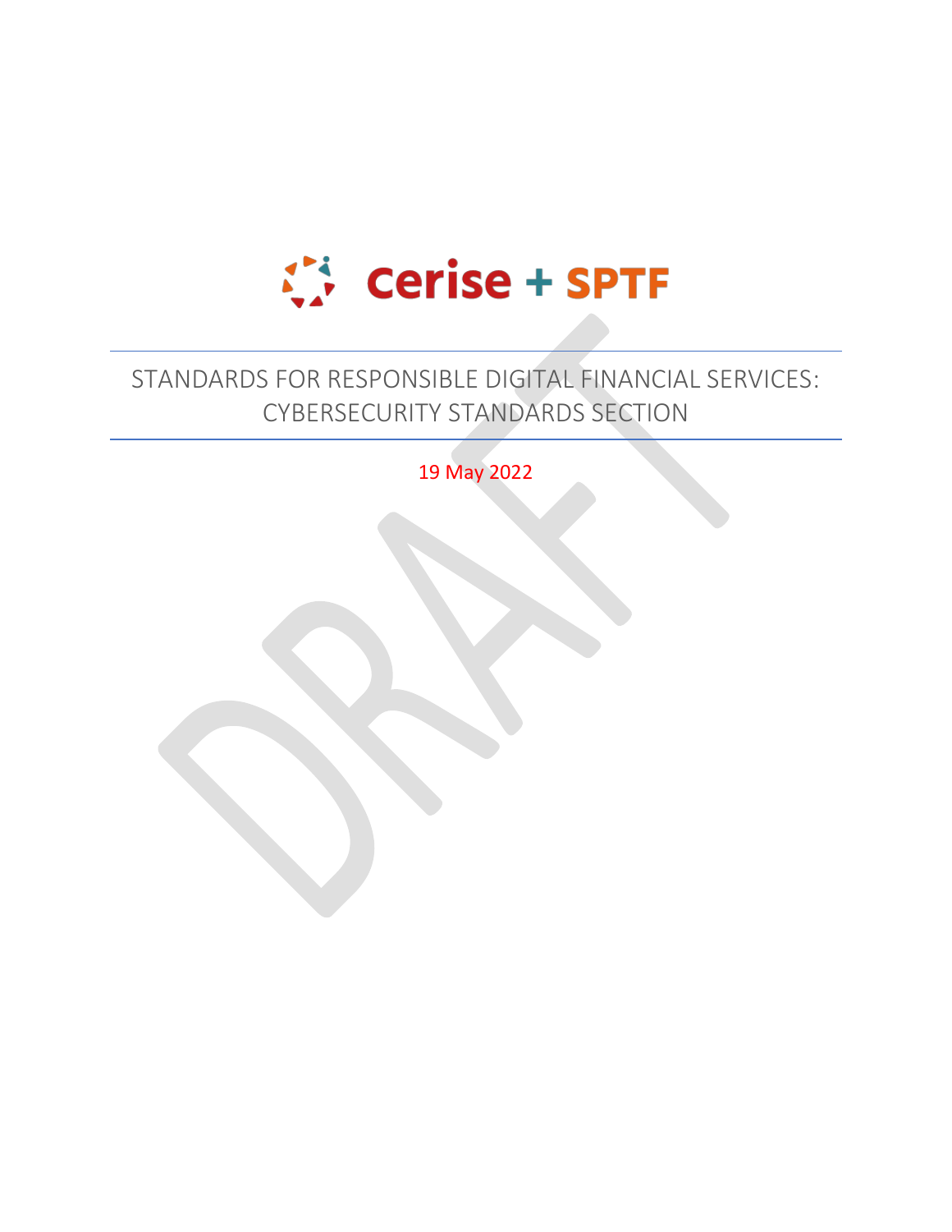Cerise + SPTF

# STANDARDS FOR RESPONSIBLE DIGITAL FINANCIAL SERVICES: CYBERSECURITY STANDARDS SECTION

19 May 2022

DRAFT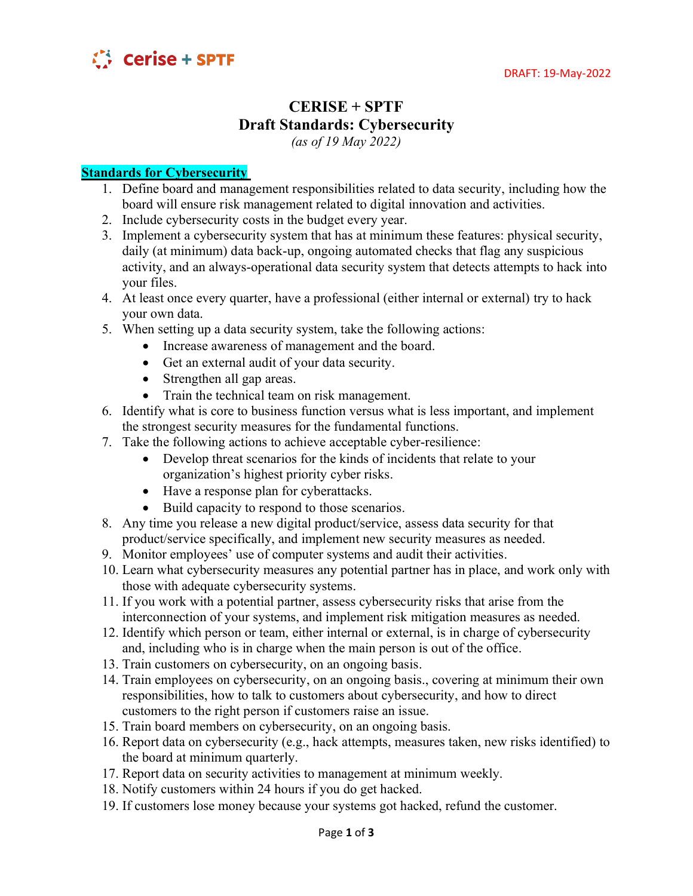DRAFT: 19-May-2022

# CERISE + SPTF
# Draft Standards: Cybersecurity

*(as of 19 May 2022)*

**Standards for Cybersecurity**

1. Define board and management responsibilities related to data security, including how the board will ensure risk management related to digital innovation and activities.
2. Include cybersecurity costs in the budget every year.
3. Implement a cybersecurity system that has at minimum these features: physical security, daily (at minimum) data back-up, ongoing automated checks that flag any suspicious activity, and an always-operational data security system that detects attempts to hack into your files.
4. At least once every quarter, have a professional (either internal or external) try to hack your own data.
5. When setting up a data security system, take the following actions:
   - Increase awareness of management and the board.
   - Get an external audit of your data security.
   - Strengthen all gap areas.
   - Train the technical team on risk management.
6. Identify what is core to business function versus what is less important, and implement the strongest security measures for the fundamental functions.
7. Take the following actions to achieve acceptable cyber-resilience:
   - Develop threat scenarios for the kinds of incidents that relate to your organization's highest priority cyber risks.
   - Have a response plan for cyberattacks.
   - Build capacity to respond to those scenarios.
8. Any time you release a new digital product/service, assess data security for that product/service specifically, and implement new security measures as needed.
9. Monitor employees' use of computer systems and audit their activities.
10. Learn what cybersecurity measures any potential partner has in place, and work only with those with adequate cybersecurity systems.
11. If you work with a potential partner, assess cybersecurity risks that arise from the interconnection of your systems, and implement risk mitigation measures as needed.
12. Identify which person or team, either internal or external, is in charge of cybersecurity and, including who is in charge when the main person is out of the office.
13. Train customers on cybersecurity, on an ongoing basis.
14. Train employees on cybersecurity, on an ongoing basis., covering at minimum their own responsibilities, how to talk to customers about cybersecurity, and how to direct customers to the right person if customers raise an issue.
15. Train board members on cybersecurity, on an ongoing basis.
16. Report data on cybersecurity (e.g., hack attempts, measures taken, new risks identified) to the board at minimum quarterly.
17. Report data on security activities to management at minimum weekly.
18. Notify customers within 24 hours if you do get hacked.
19. If customers lose money because your systems got hacked, refund the customer.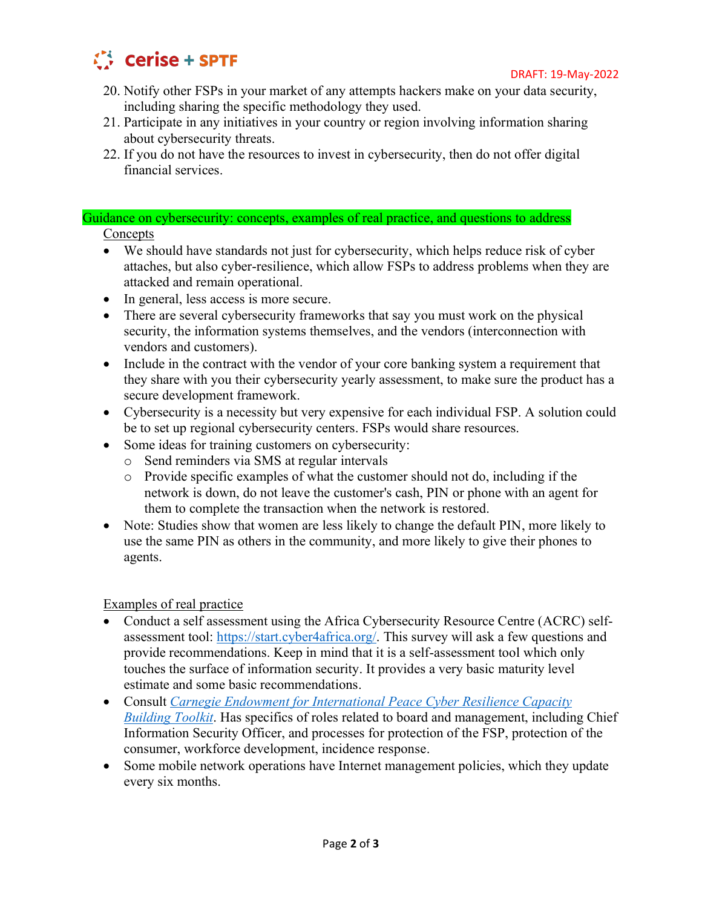20. Notify other FSPs in your market of any attempts hackers make on your data security, including sharing the specific methodology they used.
21. Participate in any initiatives in your country or region involving information sharing about cybersecurity threats.
22. If you do not have the resources to invest in cybersecurity, then do not offer digital financial services.

## Guidance on cybersecurity: concepts, examples of real practice, and questions to address

### Concepts

- We should have standards not just for cybersecurity, which helps reduce risk of cyber attaches, but also cyber-resilience, which allow FSPs to address problems when they are attacked and remain operational.
- In general, less access is more secure.
- There are several cybersecurity frameworks that say you must work on the physical security, the information systems themselves, and the vendors (interconnection with vendors and customers).
- Include in the contract with the vendor of your core banking system a requirement that they share with you their cybersecurity yearly assessment, to make sure the product has a secure development framework.
- Cybersecurity is a necessity but very expensive for each individual FSP. A solution could be to set up regional cybersecurity centers. FSPs would share resources.
- Some ideas for training customers on cybersecurity:
  - Send reminders via SMS at regular intervals
  - Provide specific examples of what the customer should not do, including if the network is down, do not leave the customer's cash, PIN or phone with an agent for them to complete the transaction when the network is restored.
- Note: Studies show that women are less likely to change the default PIN, more likely to use the same PIN as others in the community, and more likely to give their phones to agents.

### Examples of real practice

- Conduct a self assessment using the Africa Cybersecurity Resource Centre (ACRC) self-assessment tool: https://start.cyber4africa.org/. This survey will ask a few questions and provide recommendations. Keep in mind that it is a self-assessment tool which only touches the surface of information security. It provides a very basic maturity level estimate and some basic recommendations.
- Consult *Carnegie Endowment for International Peace Cyber Resilience Capacity Building Toolkit*. Has specifics of roles related to board and management, including Chief Information Security Officer, and processes for protection of the FSP, protection of the consumer, workforce development, incidence response.
- Some mobile network operations have Internet management policies, which they update every six months.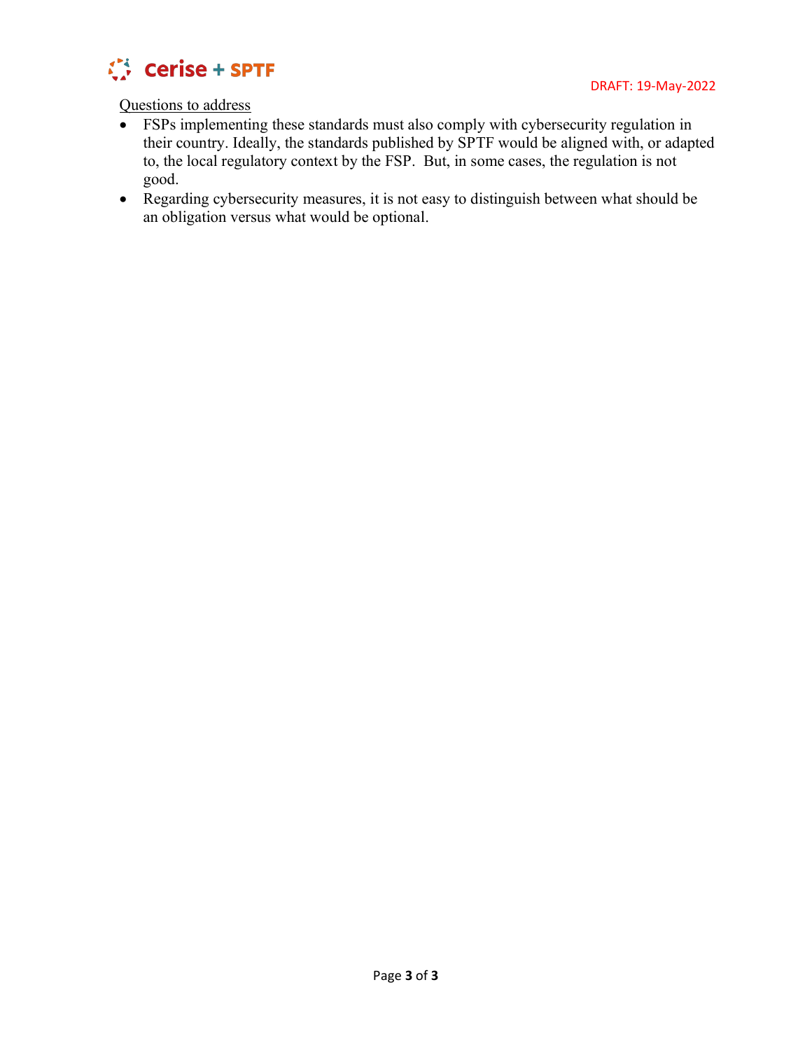<u>Questions to address</u>

- FSPs implementing these standards must also comply with cybersecurity regulation in their country. Ideally, the standards published by SPTF would be aligned with, or adapted to, the local regulatory context by the FSP. But, in some cases, the regulation is not good.
- Regarding cybersecurity measures, it is not easy to distinguish between what should be an obligation versus what would be optional.